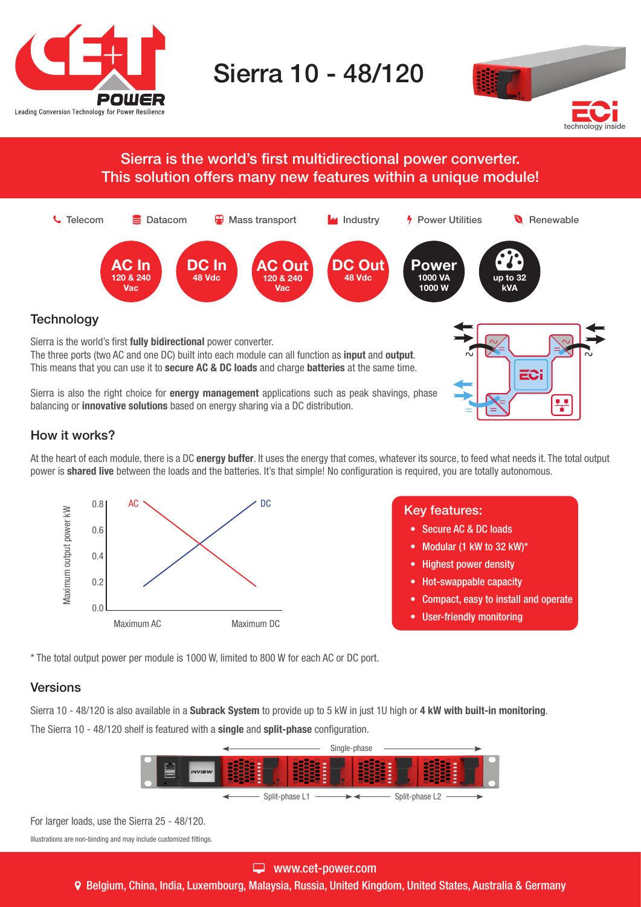# Sierra 10 - 48/120

Leading Conversion Technology for Power Resilience

technology inside

**Sierra is the world's first multidirectional power converter.
This solution offers many new features within a unique module!**

Telecom | Datacom | Mass transport | Industry | Power Utilities | Renewable

- **AC In** 120 & 240 Vac
- **DC In** 48 Vdc
- **AC Out** 120 & 240 Vac
- **DC Out** 48 Vdc
- **Power** 1000 VA 1000 W
- up to 32 kVA

## Technology

Sierra is the world's first **fully bidirectional** power converter.
The three ports (two AC and one DC) built into each module can all function as **input** and **output**.
This means that you can use it to **secure AC & DC loads** and charge **batteries** at the same time.

Sierra is also the right choice for **energy management** applications such as peak savings, phase balancing or **innovative solutions** based on energy sharing via a DC distribution.

## How it works?

At the heart of each module, there is a DC **energy buffer**. It uses the energy that comes, whatever its source, to feed what needs it. The total output power is **shared live** between the loads and the batteries. It's that simple! No configuration is required, you are totally autonomous.

Maximum output power kW
0.8
0.6
0.4
0.2
0.0
AC
DC
Maximum AC
Maximum DC

### Key features:

- Secure AC & DC loads
- Modular (1 kW to 32 kW)*
- Highest power density
- Hot-swappable capacity
- Compact, easy to install and operate
- User-friendly monitoring

\* The total output power per module is 1000 W, limited to 800 W for each AC or DC port.

## Versions

Sierra 10 - 48/120 is also available in a **Subrack System** to provide up to 5 kW in just 1U high or **4 kW with built-in monitoring**.

The Sierra 10 - 48/120 shelf is featured with a **single** and **split-phase** configuration.

Single-phase
Split-phase L1
Split-phase L2

For larger loads, use the Sierra 25 - 48/120.

Illustrations are non-binding and may include customized fittings.

www.cet-power.com

Belgium, China, India, Luxembourg, Malaysia, Russia, United Kingdom, United States, Australia & Germany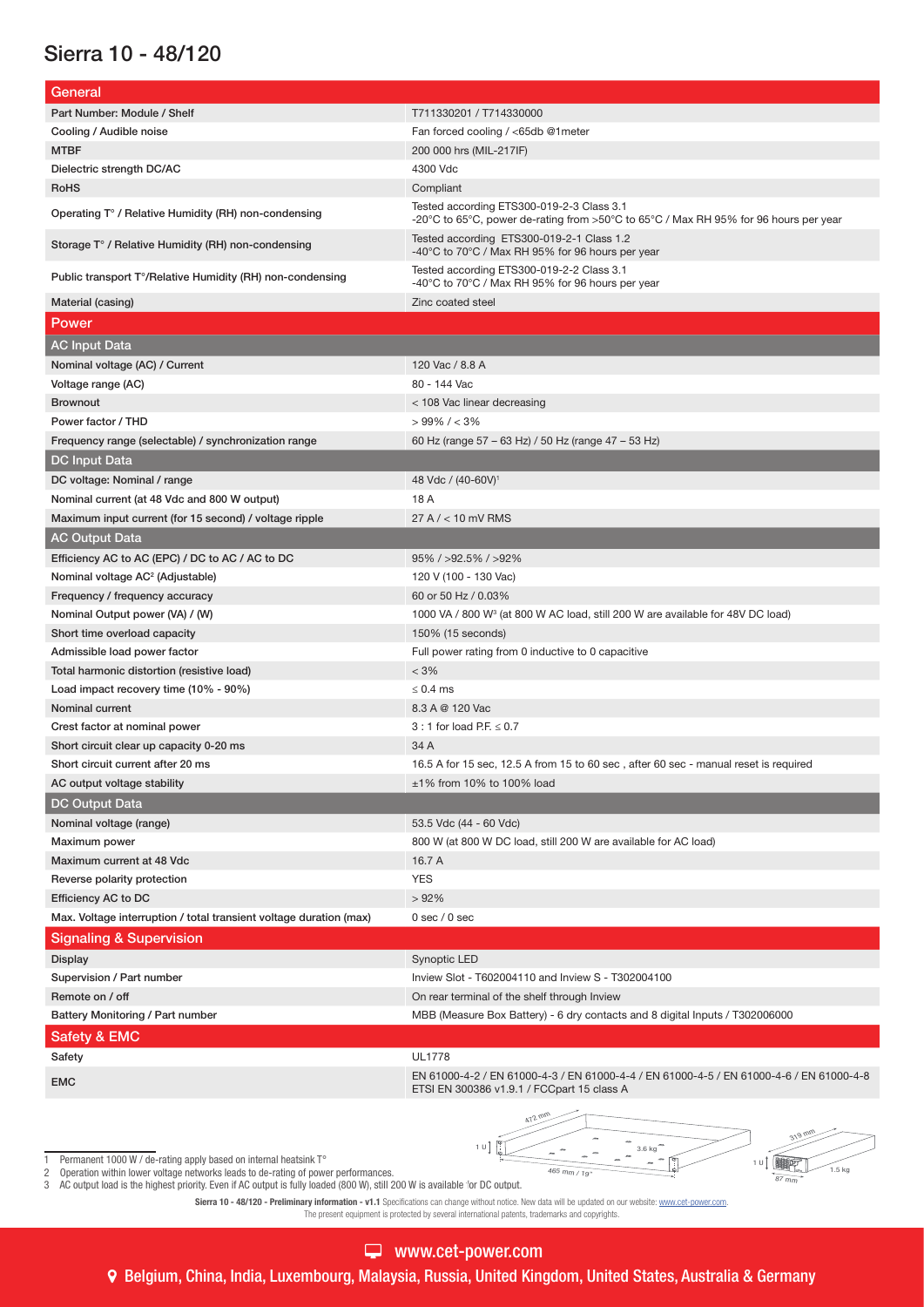# Sierra 10 - 48/120

| | |
|---|---|
| **General** | |
| Part Number: Module / Shelf | T711330201 / T714330000 |
| Cooling / Audible noise | Fan forced cooling / <65db @1meter |
| MTBF | 200 000 hrs (MIL-217IF) |
| Dielectric strength DC/AC | 4300 Vdc |
| RoHS | Compliant |
| Operating T° / Relative Humidity (RH) non-condensing | Tested according ETS300-019-2-3 Class 3.1<br>-20°C to 65°C, power de-rating from >50°C to 65°C / Max RH 95% for 96 hours per year |
| Storage T° / Relative Humidity (RH) non-condensing | Tested according ETS300-019-2-1 Class 1.2<br>-40°C to 70°C / Max RH 95% for 96 hours per year |
| Public transport T°/Relative Humidity (RH) non-condensing | Tested according ETS300-019-2-2 Class 3.1<br>-40°C to 70°C / Max RH 95% for 96 hours per year |
| Material (casing) | Zinc coated steel |
| **Power** | |
| **AC Input Data** | |
| Nominal voltage (AC) / Current | 120 Vac / 8.8 A |
| Voltage range (AC) | 80 - 144 Vac |
| Brownout | < 108 Vac linear decreasing |
| Power factor / THD | > 99% / < 3% |
| Frequency range (selectable) / synchronization range | 60 Hz (range 57 – 63 Hz) / 50 Hz (range 47 – 53 Hz) |
| **DC Input Data** | |
| DC voltage: Nominal / range | 48 Vdc / (40-60V)[1] |
| Nominal current (at 48 Vdc and 800 W output) | 18 A |
| Maximum input current (for 15 second) / voltage ripple | 27 A / < 10 mV RMS |
| **AC Output Data** | |
| Efficiency AC to AC (EPC) / DC to AC / AC to DC | 95% / >92.5% / >92% |
| Nominal voltage AC[2] (Adjustable) | 120 V (100 - 130 Vac) |
| Frequency / frequency accuracy | 60 or 50 Hz / 0.03% |
| Nominal Output power (VA) / (W) | 1000 VA / 800 W[3] (at 800 W AC load, still 200 W are available for 48V DC load) |
| Short time overload capacity | 150% (15 seconds) |
| Admissible load power factor | Full power rating from 0 inductive to 0 capacitive |
| Total harmonic distortion (resistive load) | < 3% |
| Load impact recovery time (10% - 90%) | ≤ 0.4 ms |
| Nominal current | 8.3 A @ 120 Vac |
| Crest factor at nominal power | 3 : 1 for load P.F. ≤ 0.7 |
| Short circuit clear up capacity 0-20 ms | 34 A |
| Short circuit current after 20 ms | 16.5 A for 15 sec, 12.5 A from 15 to 60 sec , after 60 sec - manual reset is required |
| AC output voltage stability | ±1% from 10% to 100% load |
| **DC Output Data** | |
| Nominal voltage (range) | 53.5 Vdc (44 - 60 Vdc) |
| Maximum power | 800 W (at 800 W DC load, still 200 W are available for AC load) |
| Maximum current at 48 Vdc | 16.7 A |
| Reverse polarity protection | YES |
| Efficiency AC to DC | > 92% |
| Max. Voltage interruption / total transient voltage duration (max) | 0 sec / 0 sec |
| **Signaling & Supervision** | |
| Display | Synoptic LED |
| Supervision / Part number | Inview Slot - T602004110 and Inview S - T302004100 |
| Remote on / off | On rear terminal of the shelf through Inview |
| Battery Monitoring / Part number | MBB (Measure Box Battery) - 6 dry contacts and 8 digital Inputs / T302006000 |
| **Safety & EMC** | |
| Safety | UL1778 |
| EMC | EN 61000-4-2 / EN 61000-4-3 / EN 61000-4-4 / EN 61000-4-5 / EN 61000-4-6 / EN 61000-4-8<br>ETSI EN 300386 v1.9.1 / FCCpart 15 class A |

472 mm
1 U
3.6 kg
465 mm / 19"
319 mm
1 U
1.5 kg
87 mm

1 Permanent 1000 W / de-rating apply based on internal heatsink T°
2 Operation within lower voltage networks leads to de-rating of power performances.
3 AC output load is the highest priority. Even if AC output is fully loaded (800 W), still 200 W is available for DC output.

**Sierra 10 - 48/120 - Preliminary information - v1.1** Specifications can change without notice. New data will be updated on our website: www.cet-power.com.
The present equipment is protected by several international patents, trademarks and copyrights.

www.cet-power.com

Belgium, China, India, Luxembourg, Malaysia, Russia, United Kingdom, United States, Australia & Germany